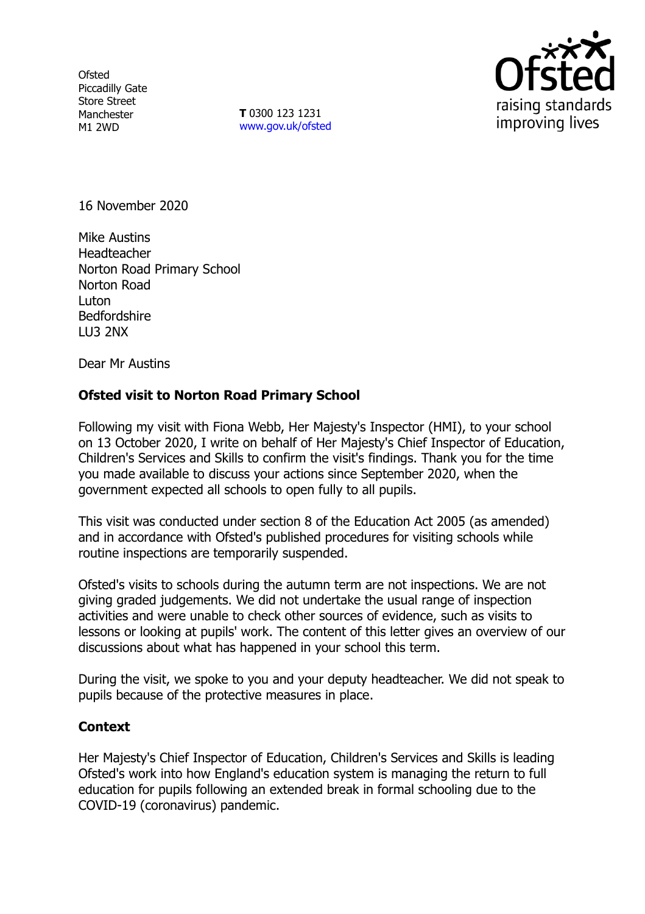Ofsted
Piccadilly Gate
Store Street
Manchester
M1 2WD

**T** 0300 123 1231
www.gov.uk/ofsted

16 November 2020

Mike Austins
Headteacher
Norton Road Primary School
Norton Road
Luton
Bedfordshire
LU3 2NX

Dear Mr Austins

**Ofsted visit to Norton Road Primary School**

Following my visit with Fiona Webb, Her Majesty's Inspector (HMI), to your school on 13 October 2020, I write on behalf of Her Majesty's Chief Inspector of Education, Children's Services and Skills to confirm the visit's findings. Thank you for the time you made available to discuss your actions since September 2020, when the government expected all schools to open fully to all pupils.

This visit was conducted under section 8 of the Education Act 2005 (as amended) and in accordance with Ofsted's published procedures for visiting schools while routine inspections are temporarily suspended.

Ofsted's visits to schools during the autumn term are not inspections. We are not giving graded judgements. We did not undertake the usual range of inspection activities and were unable to check other sources of evidence, such as visits to lessons or looking at pupils' work. The content of this letter gives an overview of our discussions about what has happened in your school this term.

During the visit, we spoke to you and your deputy headteacher. We did not speak to pupils because of the protective measures in place.

**Context**

Her Majesty's Chief Inspector of Education, Children's Services and Skills is leading Ofsted's work into how England's education system is managing the return to full education for pupils following an extended break in formal schooling due to the COVID-19 (coronavirus) pandemic.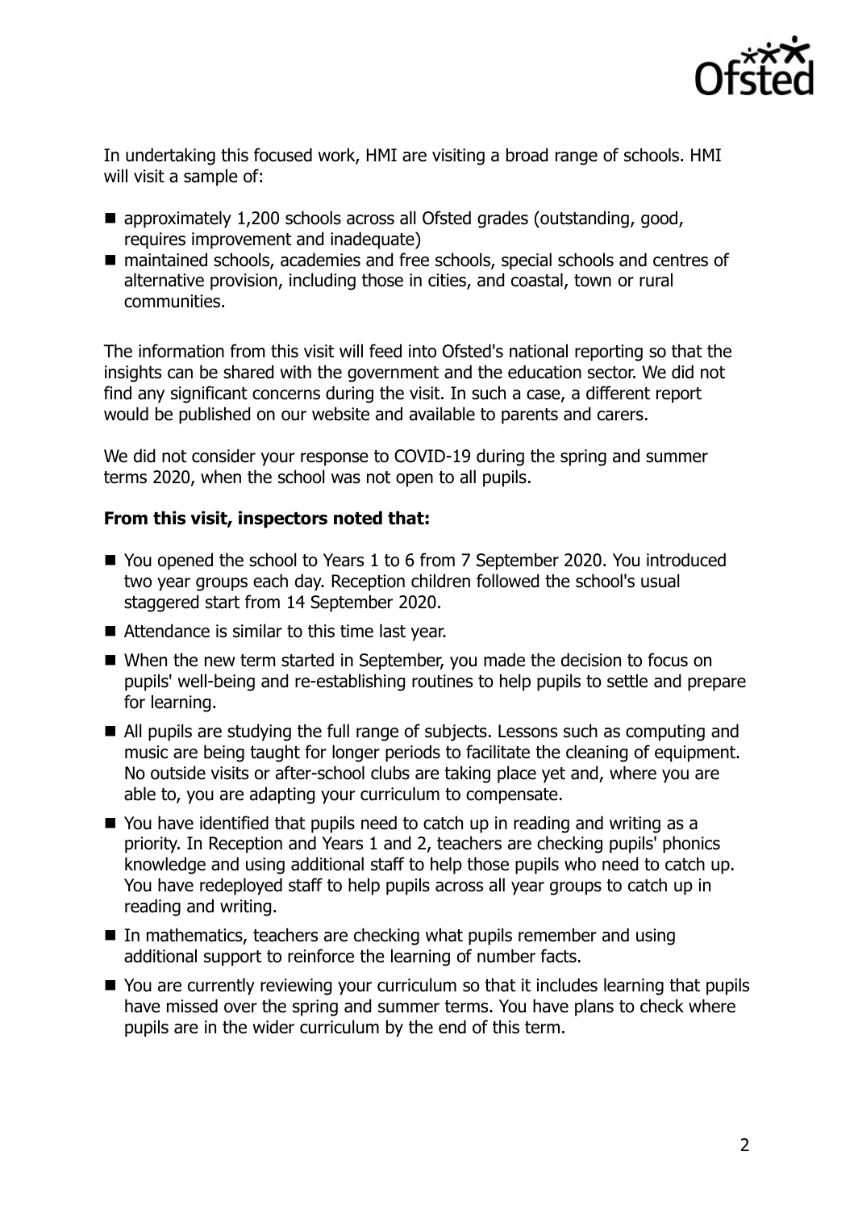In undertaking this focused work, HMI are visiting a broad range of schools. HMI will visit a sample of:

- approximately 1,200 schools across all Ofsted grades (outstanding, good, requires improvement and inadequate)
- maintained schools, academies and free schools, special schools and centres of alternative provision, including those in cities, and coastal, town or rural communities.

The information from this visit will feed into Ofsted's national reporting so that the insights can be shared with the government and the education sector. We did not find any significant concerns during the visit. In such a case, a different report would be published on our website and available to parents and carers.

We did not consider your response to COVID-19 during the spring and summer terms 2020, when the school was not open to all pupils.

**From this visit, inspectors noted that:**

- You opened the school to Years 1 to 6 from 7 September 2020. You introduced two year groups each day. Reception children followed the school's usual staggered start from 14 September 2020.
- Attendance is similar to this time last year.
- When the new term started in September, you made the decision to focus on pupils' well-being and re-establishing routines to help pupils to settle and prepare for learning.
- All pupils are studying the full range of subjects. Lessons such as computing and music are being taught for longer periods to facilitate the cleaning of equipment. No outside visits or after-school clubs are taking place yet and, where you are able to, you are adapting your curriculum to compensate.
- You have identified that pupils need to catch up in reading and writing as a priority. In Reception and Years 1 and 2, teachers are checking pupils' phonics knowledge and using additional staff to help those pupils who need to catch up. You have redeployed staff to help pupils across all year groups to catch up in reading and writing.
- In mathematics, teachers are checking what pupils remember and using additional support to reinforce the learning of number facts.
- You are currently reviewing your curriculum so that it includes learning that pupils have missed over the spring and summer terms. You have plans to check where pupils are in the wider curriculum by the end of this term.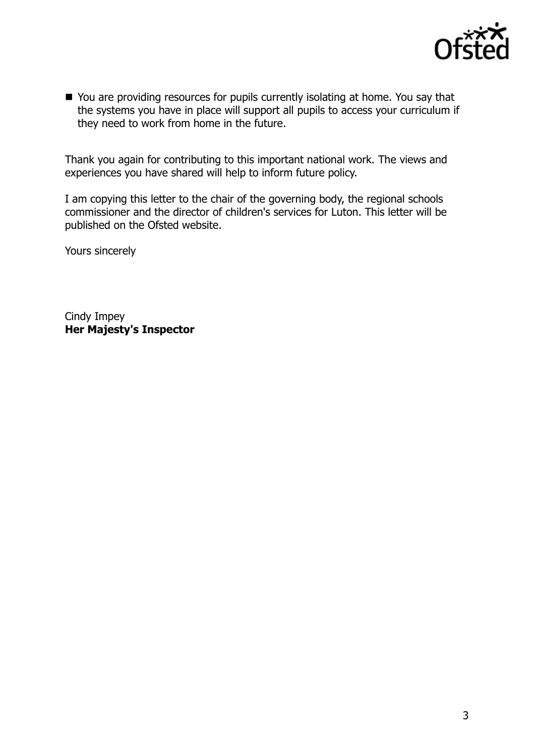- You are providing resources for pupils currently isolating at home. You say that the systems you have in place will support all pupils to access your curriculum if they need to work from home in the future.

Thank you again for contributing to this important national work. The views and experiences you have shared will help to inform future policy.

I am copying this letter to the chair of the governing body, the regional schools commissioner and the director of children's services for Luton. This letter will be published on the Ofsted website.

Yours sincerely

Cindy Impey
**Her Majesty's Inspector**